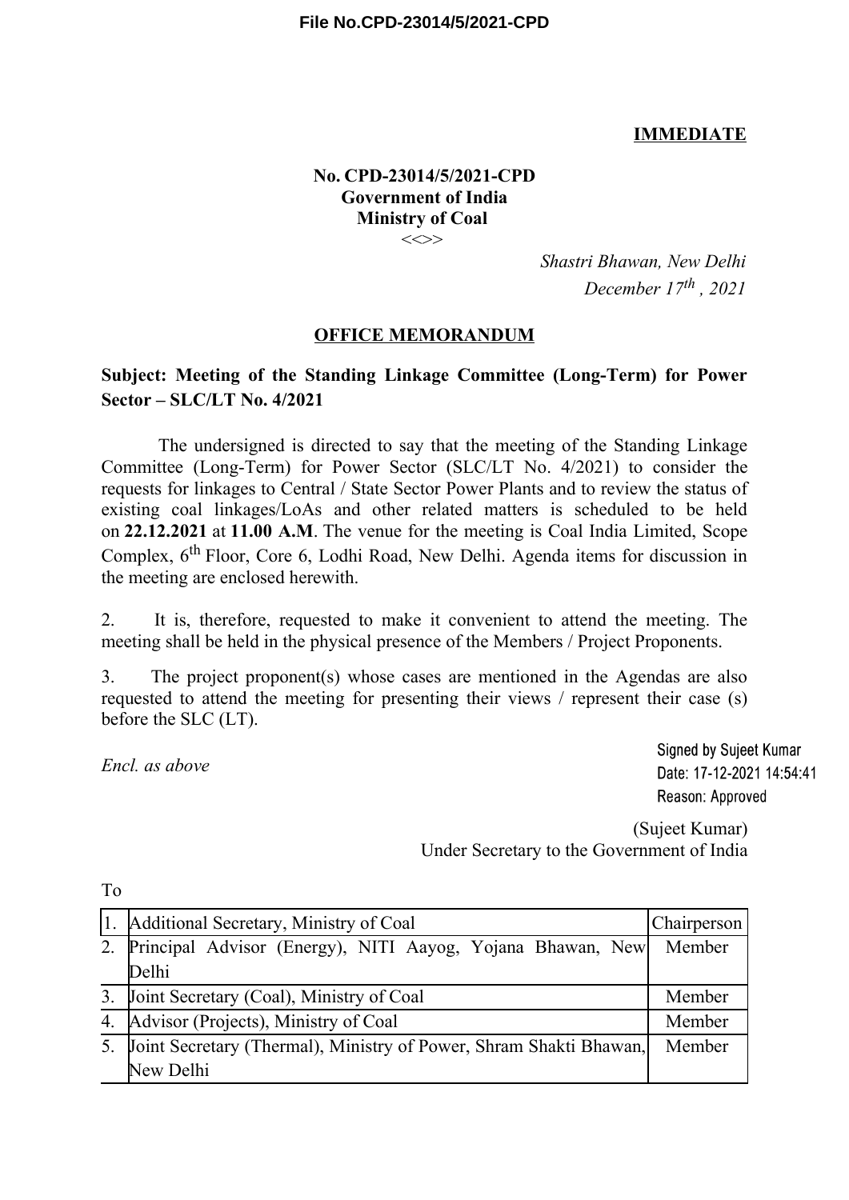**IMMEDIATE**

**No. CPD-23014/5/2021-CPD**
**Government of India**
**Ministry of Coal**
<<>>

*Shastri Bhawan, New Delhi*
*December 17th , 2021*

## OFFICE MEMORANDUM

**Subject: Meeting of the Standing Linkage Committee (Long-Term) for Power Sector – SLC/LT No. 4/2021**

The undersigned is directed to say that the meeting of the Standing Linkage Committee (Long-Term) for Power Sector (SLC/LT No. 4/2021) to consider the requests for linkages to Central / State Sector Power Plants and to review the status of existing coal linkages/LoAs and other related matters is scheduled to be held on **22.12.2021** at **11.00 A.M**. The venue for the meeting is Coal India Limited, Scope Complex, 6th Floor, Core 6, Lodhi Road, New Delhi. Agenda items for discussion in the meeting are enclosed herewith.

2. It is, therefore, requested to make it convenient to attend the meeting. The meeting shall be held in the physical presence of the Members / Project Proponents.

3. The project proponent(s) whose cases are mentioned in the Agendas are also requested to attend the meeting for presenting their views / represent their case (s) before the SLC (LT).

*Encl. as above*

Signed by Sujeet Kumar
Date: 17-12-2021 14:54:41
Reason: Approved

(Sujeet Kumar)
Under Secretary to the Government of India

To

| | | |
|---|---|---|
| 1. | Additional Secretary, Ministry of Coal | Chairperson |
| 2. | Principal Advisor (Energy), NITI Aayog, Yojana Bhawan, New Delhi | Member |
| 3. | Joint Secretary (Coal), Ministry of Coal | Member |
| 4. | Advisor (Projects), Ministry of Coal | Member |
| 5. | Joint Secretary (Thermal), Ministry of Power, Shram Shakti Bhawan, New Delhi | Member |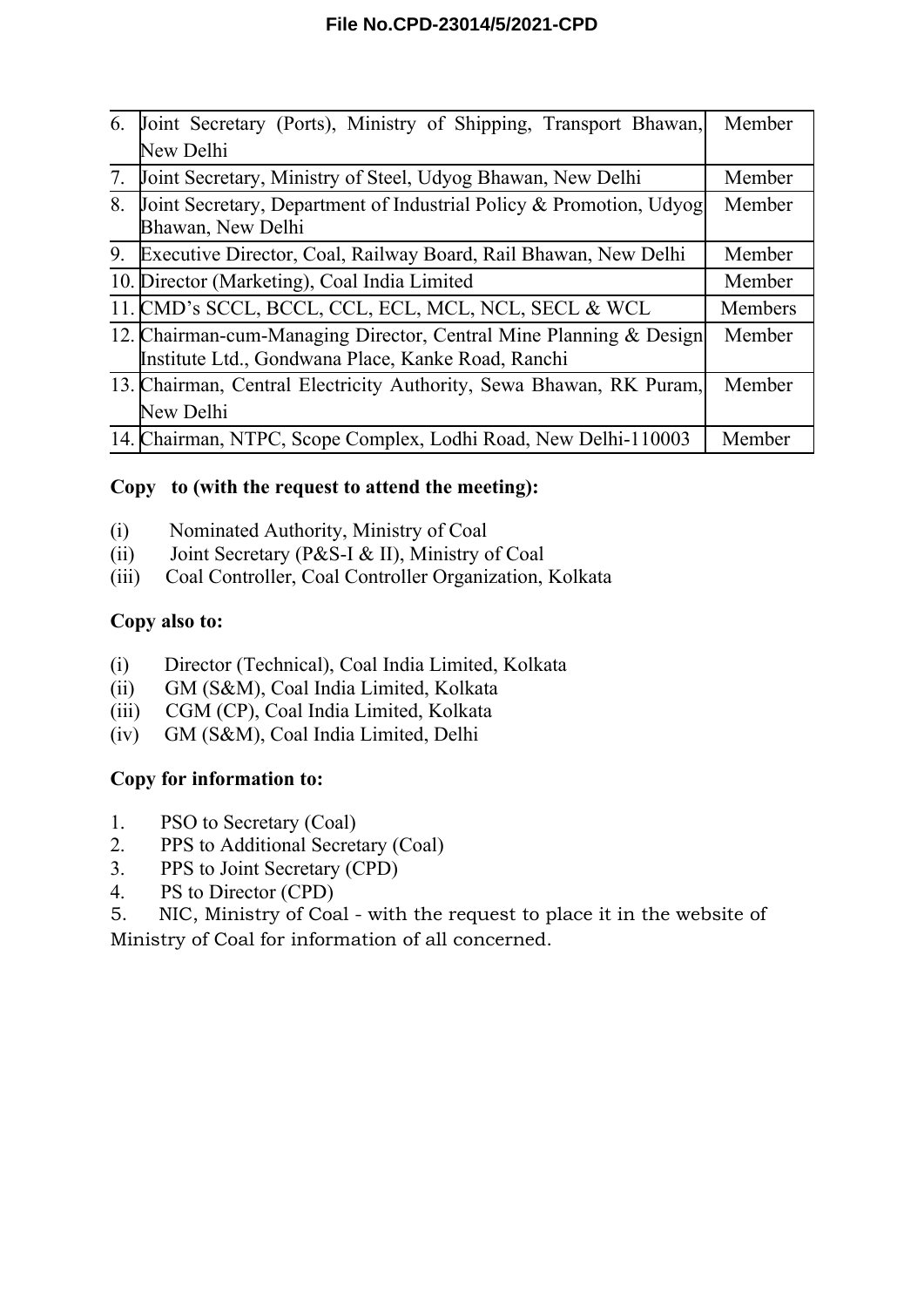| | | |
|---|---|---|
| 6. | Joint Secretary (Ports), Ministry of Shipping, Transport Bhawan, New Delhi | Member |
| 7. | Joint Secretary, Ministry of Steel, Udyog Bhawan, New Delhi | Member |
| 8. | Joint Secretary, Department of Industrial Policy & Promotion, Udyog Bhawan, New Delhi | Member |
| 9. | Executive Director, Coal, Railway Board, Rail Bhawan, New Delhi | Member |
| 10. | Director (Marketing), Coal India Limited | Member |
| 11. | CMD's SCCL, BCCL, CCL, ECL, MCL, NCL, SECL & WCL | Members |
| 12. | Chairman-cum-Managing Director, Central Mine Planning & Design Institute Ltd., Gondwana Place, Kanke Road, Ranchi | Member |
| 13. | Chairman, Central Electricity Authority, Sewa Bhawan, RK Puram, New Delhi | Member |
| 14. | Chairman, NTPC, Scope Complex, Lodhi Road, New Delhi-110003 | Member |

**Copy to (with the request to attend the meeting):**

(i) Nominated Authority, Ministry of Coal
(ii) Joint Secretary (P&S-I & II), Ministry of Coal
(iii) Coal Controller, Coal Controller Organization, Kolkata

**Copy also to:**

(i) Director (Technical), Coal India Limited, Kolkata
(ii) GM (S&M), Coal India Limited, Kolkata
(iii) CGM (CP), Coal India Limited, Kolkata
(iv) GM (S&M), Coal India Limited, Delhi

**Copy for information to:**

1. PSO to Secretary (Coal)
2. PPS to Additional Secretary (Coal)
3. PPS to Joint Secretary (CPD)
4. PS to Director (CPD)
5. NIC, Ministry of Coal - with the request to place it in the website of Ministry of Coal for information of all concerned.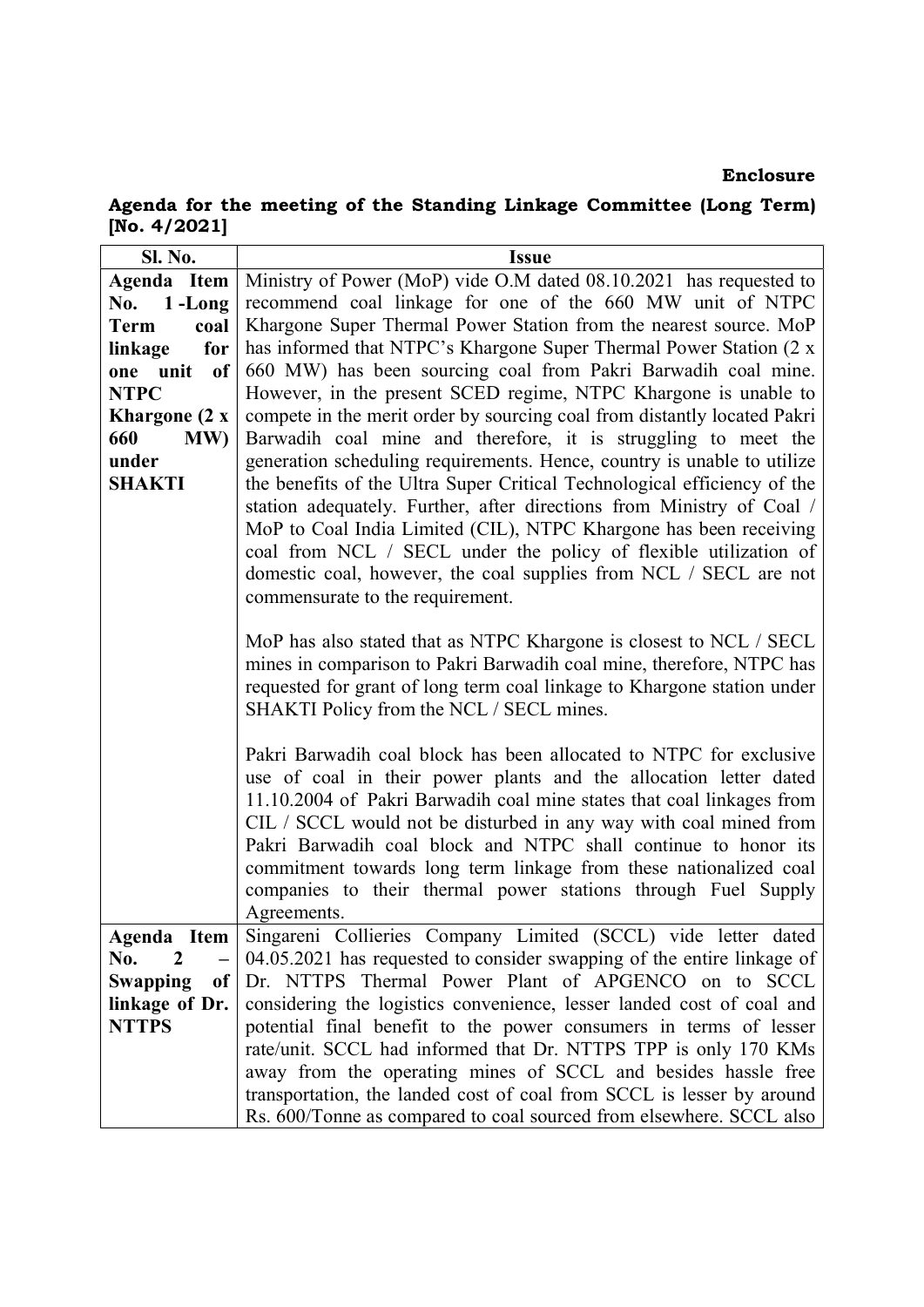**Enclosure**

**Agenda for the meeting of the Standing Linkage Committee (Long Term) [No. 4/2021]**

| Sl. No. | Issue |
|---|---|
| **Agenda Item No. 1 -Long Term coal linkage for one unit of NTPC Khargone (2 x 660 MW) under SHAKTI** | Ministry of Power (MoP) vide O.M dated 08.10.2021 has requested to recommend coal linkage for one of the 660 MW unit of NTPC Khargone Super Thermal Power Station from the nearest source. MoP has informed that NTPC's Khargone Super Thermal Power Station (2 x 660 MW) has been sourcing coal from Pakri Barwadih coal mine. However, in the present SCED regime, NTPC Khargone is unable to compete in the merit order by sourcing coal from distantly located Pakri Barwadih coal mine and therefore, it is struggling to meet the generation scheduling requirements. Hence, country is unable to utilize the benefits of the Ultra Super Critical Technological efficiency of the station adequately. Further, after directions from Ministry of Coal / MoP to Coal India Limited (CIL), NTPC Khargone has been receiving coal from NCL / SECL under the policy of flexible utilization of domestic coal, however, the coal supplies from NCL / SECL are not commensurate to the requirement.<br><br>MoP has also stated that as NTPC Khargone is closest to NCL / SECL mines in comparison to Pakri Barwadih coal mine, therefore, NTPC has requested for grant of long term coal linkage to Khargone station under SHAKTI Policy from the NCL / SECL mines.<br><br>Pakri Barwadih coal block has been allocated to NTPC for exclusive use of coal in their power plants and the allocation letter dated 11.10.2004 of Pakri Barwadih coal mine states that coal linkages from CIL / SCCL would not be disturbed in any way with coal mined from Pakri Barwadih coal block and NTPC shall continue to honor its commitment towards long term linkage from these nationalized coal companies to their thermal power stations through Fuel Supply Agreements. |
| **Agenda Item No. 2 – Swapping of linkage of Dr. NTTPS** | Singareni Collieries Company Limited (SCCL) vide letter dated 04.05.2021 has requested to consider swapping of the entire linkage of Dr. NTTPS Thermal Power Plant of APGENCO on to SCCL considering the logistics convenience, lesser landed cost of coal and potential final benefit to the power consumers in terms of lesser rate/unit. SCCL had informed that Dr. NTTPS TPP is only 170 KMs away from the operating mines of SCCL and besides hassle free transportation, the landed cost of coal from SCCL is lesser by around Rs. 600/Tonne as compared to coal sourced from elsewhere. SCCL also |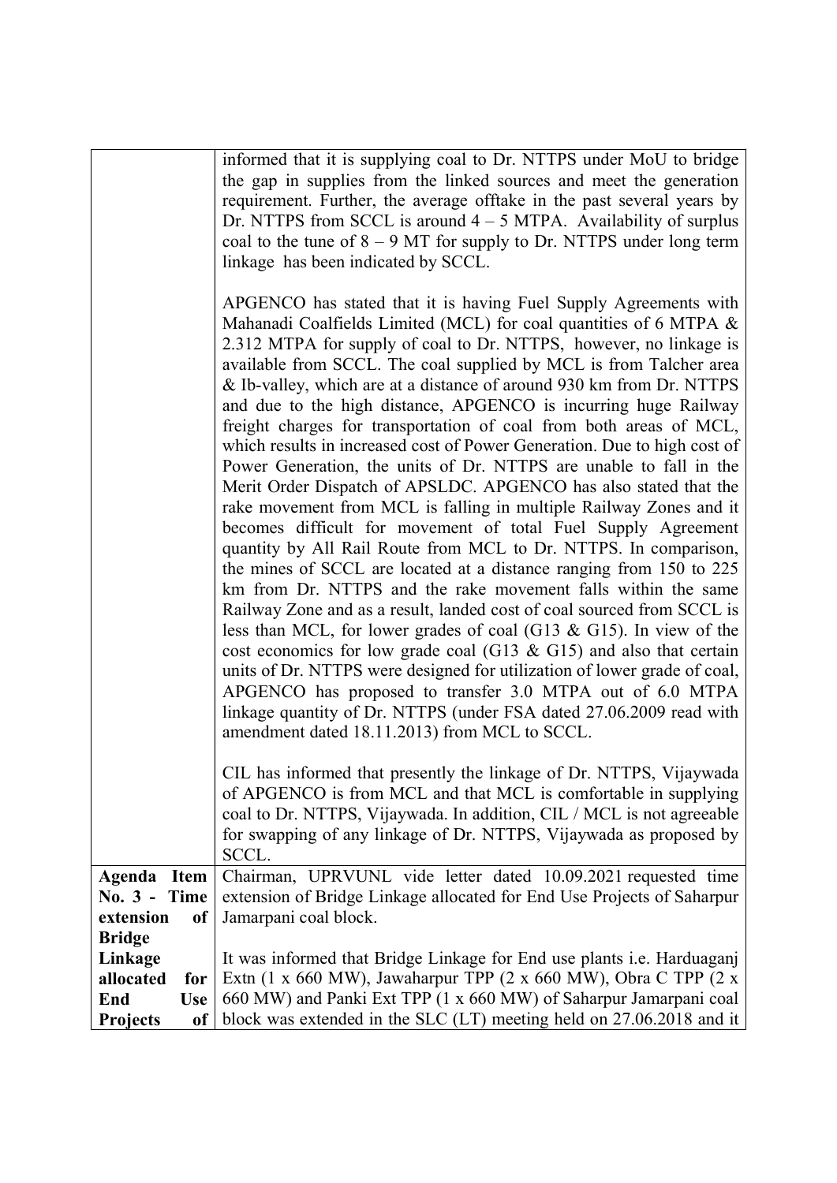| | |
|---|---|
| | informed that it is supplying coal to Dr. NTTPS under MoU to bridge the gap in supplies from the linked sources and meet the generation requirement. Further, the average offtake in the past several years by Dr. NTTPS from SCCL is around 4 – 5 MTPA. Availability of surplus coal to the tune of 8 – 9 MT for supply to Dr. NTTPS under long term linkage has been indicated by SCCL.<br><br>APGENCO has stated that it is having Fuel Supply Agreements with Mahanadi Coalfields Limited (MCL) for coal quantities of 6 MTPA & 2.312 MTPA for supply of coal to Dr. NTTPS, however, no linkage is available from SCCL. The coal supplied by MCL is from Talcher area & Ib-valley, which are at a distance of around 930 km from Dr. NTTPS and due to the high distance, APGENCO is incurring huge Railway freight charges for transportation of coal from both areas of MCL, which results in increased cost of Power Generation. Due to high cost of Power Generation, the units of Dr. NTTPS are unable to fall in the Merit Order Dispatch of APSLDC. APGENCO has also stated that the rake movement from MCL is falling in multiple Railway Zones and it becomes difficult for movement of total Fuel Supply Agreement quantity by All Rail Route from MCL to Dr. NTTPS. In comparison, the mines of SCCL are located at a distance ranging from 150 to 225 km from Dr. NTTPS and the rake movement falls within the same Railway Zone and as a result, landed cost of coal sourced from SCCL is less than MCL, for lower grades of coal (G13 & G15). In view of the cost economics for low grade coal (G13 & G15) and also that certain units of Dr. NTTPS were designed for utilization of lower grade of coal, APGENCO has proposed to transfer 3.0 MTPA out of 6.0 MTPA linkage quantity of Dr. NTTPS (under FSA dated 27.06.2009 read with amendment dated 18.11.2013) from MCL to SCCL.<br><br>CIL has informed that presently the linkage of Dr. NTTPS, Vijaywada of APGENCO is from MCL and that MCL is comfortable in supplying coal to Dr. NTTPS, Vijaywada. In addition, CIL / MCL is not agreeable for swapping of any linkage of Dr. NTTPS, Vijaywada as proposed by SCCL. |
| **Agenda Item No. 3 - Time extension of Bridge Linkage allocated for End Use Projects of** | Chairman, UPRVUNL vide letter dated 10.09.2021 requested time extension of Bridge Linkage allocated for End Use Projects of Saharpur Jamarpani coal block.<br><br>It was informed that Bridge Linkage for End use plants i.e. Harduaganj Extn (1 x 660 MW), Jawaharpur TPP (2 x 660 MW), Obra C TPP (2 x 660 MW) and Panki Ext TPP (1 x 660 MW) of Saharpur Jamarpani coal block was extended in the SLC (LT) meeting held on 27.06.2018 and it |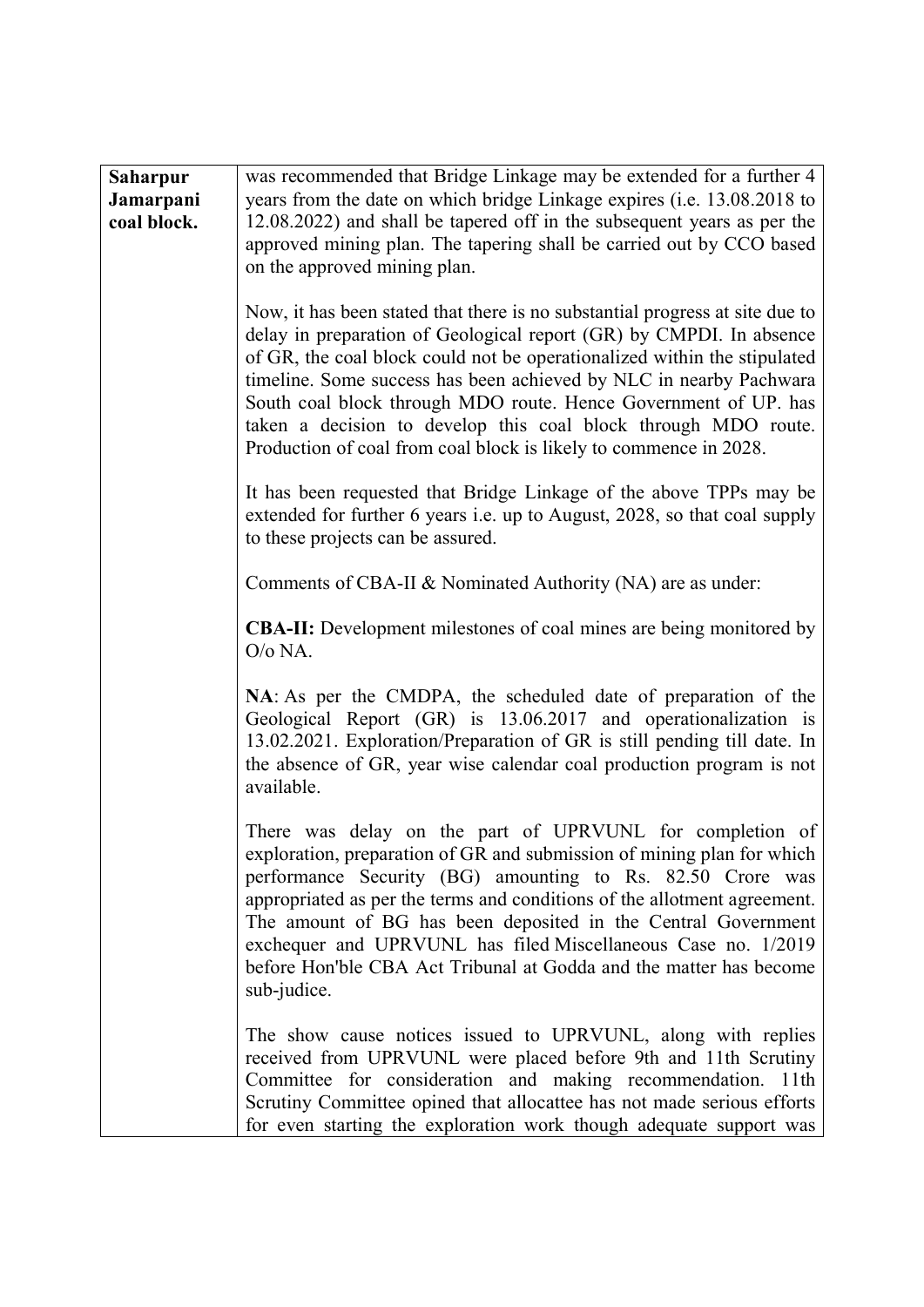| | |
|---|---|
| **Saharpur Jamarpani coal block.** | was recommended that Bridge Linkage may be extended for a further 4 years from the date on which bridge Linkage expires (i.e. 13.08.2018 to 12.08.2022) and shall be tapered off in the subsequent years as per the approved mining plan. The tapering shall be carried out by CCO based on the approved mining plan.<br><br>Now, it has been stated that there is no substantial progress at site due to delay in preparation of Geological report (GR) by CMPDI. In absence of GR, the coal block could not be operationalized within the stipulated timeline. Some success has been achieved by NLC in nearby Pachwara South coal block through MDO route. Hence Government of UP. has taken a decision to develop this coal block through MDO route. Production of coal from coal block is likely to commence in 2028.<br><br>It has been requested that Bridge Linkage of the above TPPs may be extended for further 6 years i.e. up to August, 2028, so that coal supply to these projects can be assured.<br><br>Comments of CBA-II & Nominated Authority (NA) are as under:<br><br>**CBA-II:** Development milestones of coal mines are being monitored by O/o NA.<br><br>**NA**: As per the CMDPA, the scheduled date of preparation of the Geological Report (GR) is 13.06.2017 and operationalization is 13.02.2021. Exploration/Preparation of GR is still pending till date. In the absence of GR, year wise calendar coal production program is not available.<br><br>There was delay on the part of UPRVUNL for completion of exploration, preparation of GR and submission of mining plan for which performance Security (BG) amounting to Rs. 82.50 Crore was appropriated as per the terms and conditions of the allotment agreement. The amount of BG has been deposited in the Central Government exchequer and UPRVUNL has filed Miscellaneous Case no. 1/2019 before Hon'ble CBA Act Tribunal at Godda and the matter has become sub-judice.<br><br>The show cause notices issued to UPRVUNL, along with replies received from UPRVUNL were placed before 9th and 11th Scrutiny Committee for consideration and making recommendation. 11th Scrutiny Committee opined that allocattee has not made serious efforts for even starting the exploration work though adequate support was |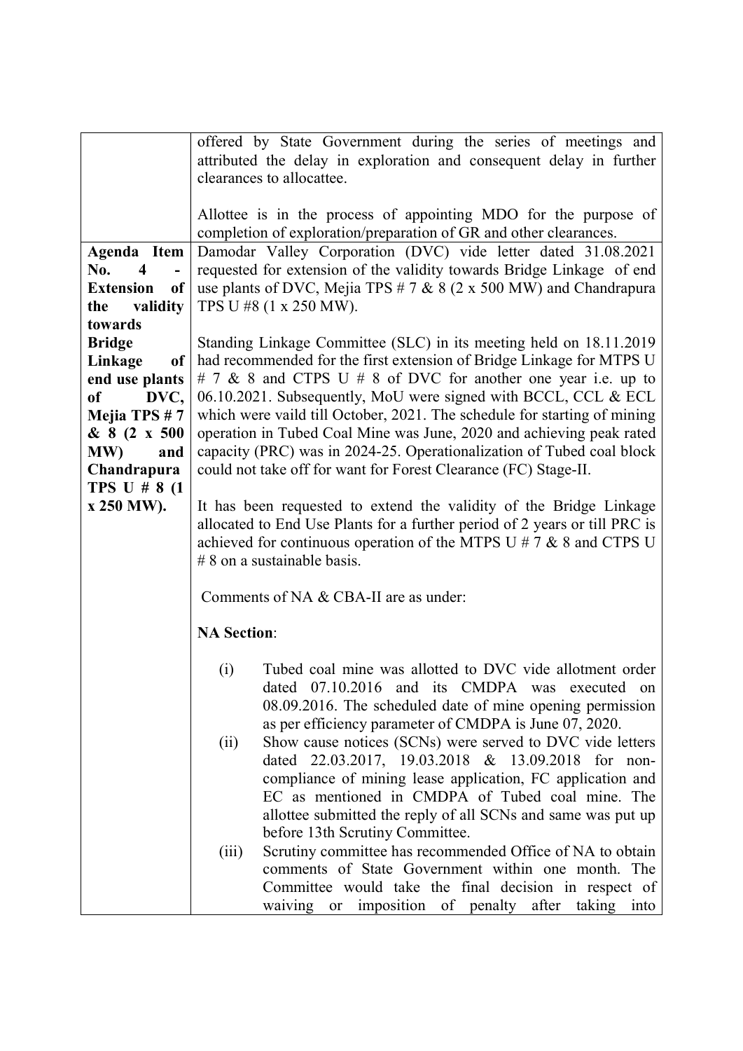| | |
|---|---|
| | offered by State Government during the series of meetings and attributed the delay in exploration and consequent delay in further clearances to allocattee.<br><br>Allottee is in the process of appointing MDO for the purpose of completion of exploration/preparation of GR and other clearances. |
| **Agenda Item No. 4 - Extension of the validity towards Bridge Linkage of end use plants of DVC, Mejia TPS # 7 & 8 (2 x 500 MW) and Chandrapura TPS U # 8 (1 x 250 MW).** | Damodar Valley Corporation (DVC) vide letter dated 31.08.2021 requested for extension of the validity towards Bridge Linkage of end use plants of DVC, Mejia TPS # 7 & 8 (2 x 500 MW) and Chandrapura TPS U #8 (1 x 250 MW).<br><br>Standing Linkage Committee (SLC) in its meeting held on 18.11.2019 had recommended for the first extension of Bridge Linkage for MTPS U # 7 & 8 and CTPS U # 8 of DVC for another one year i.e. up to 06.10.2021. Subsequently, MoU were signed with BCCL, CCL & ECL which were vaild till October, 2021. The schedule for starting of mining operation in Tubed Coal Mine was June, 2020 and achieving peak rated capacity (PRC) was in 2024-25. Operationalization of Tubed coal block could not take off for want for Forest Clearance (FC) Stage-II.<br><br>It has been requested to extend the validity of the Bridge Linkage allocated to End Use Plants for a further period of 2 years or till PRC is achieved for continuous operation of the MTPS U # 7 & 8 and CTPS U # 8 on a sustainable basis.<br><br>Comments of NA & CBA-II are as under:<br><br>**NA Section**:<br><br>(i) Tubed coal mine was allotted to DVC vide allotment order dated 07.10.2016 and its CMDPA was executed on 08.09.2016. The scheduled date of mine opening permission as per efficiency parameter of CMDPA is June 07, 2020.<br>(ii) Show cause notices (SCNs) were served to DVC vide letters dated 22.03.2017, 19.03.2018 & 13.09.2018 for non-compliance of mining lease application, FC application and EC as mentioned in CMDPA of Tubed coal mine. The allottee submitted the reply of all SCNs and same was put up before 13th Scrutiny Committee.<br>(iii) Scrutiny committee has recommended Office of NA to obtain comments of State Government within one month. The Committee would take the final decision in respect of waiving or imposition of penalty after taking into |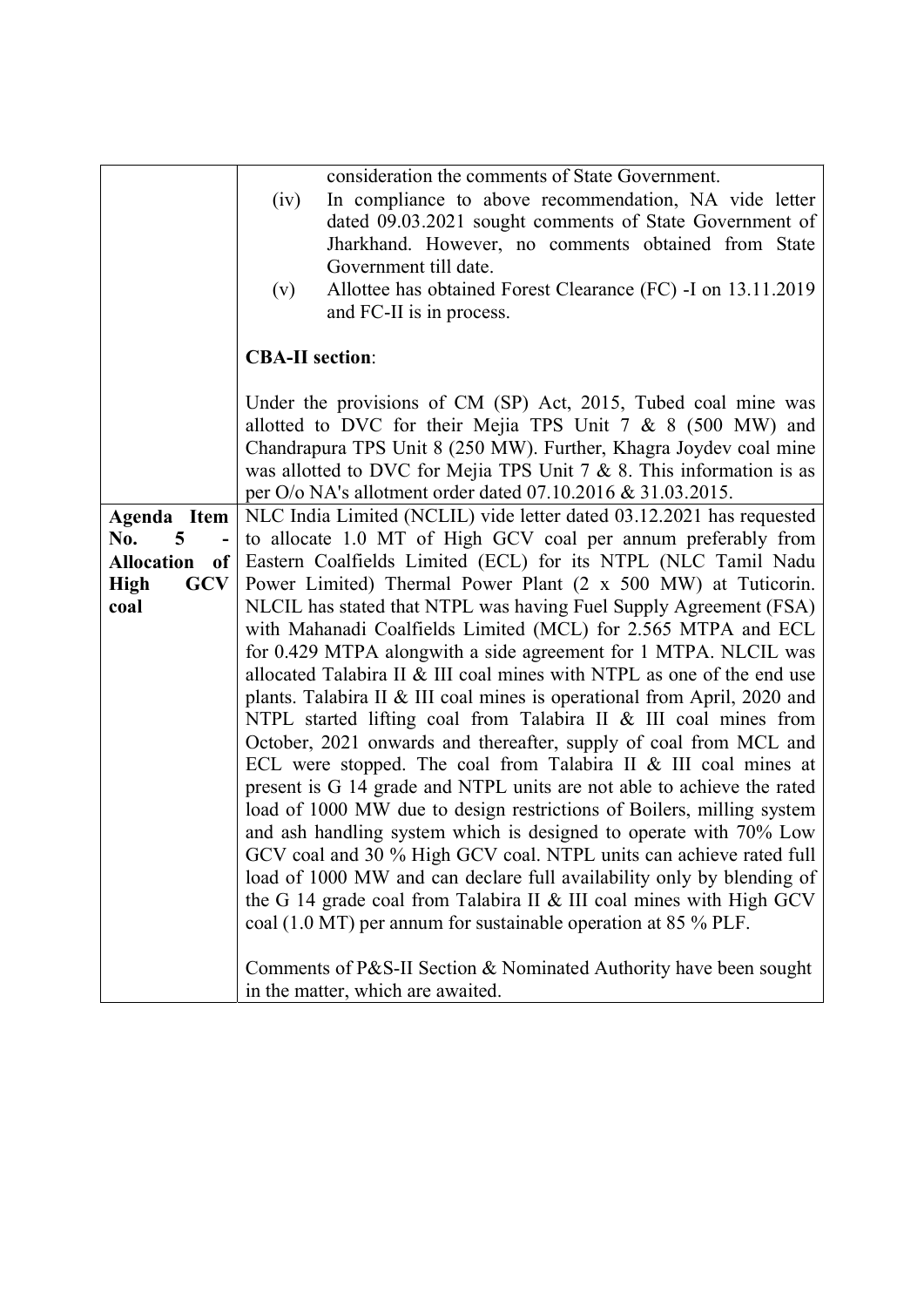| | |
|---|---|
| | consideration the comments of State Government.<br>(iv) In compliance to above recommendation, NA vide letter dated 09.03.2021 sought comments of State Government of Jharkhand. However, no comments obtained from State Government till date.<br>(v) Allottee has obtained Forest Clearance (FC) -I on 13.11.2019 and FC-II is in process.<br><br>**CBA-II section**:<br><br>Under the provisions of CM (SP) Act, 2015, Tubed coal mine was allotted to DVC for their Mejia TPS Unit 7 & 8 (500 MW) and Chandrapura TPS Unit 8 (250 MW). Further, Khagra Joydev coal mine was allotted to DVC for Mejia TPS Unit 7 & 8. This information is as per O/o NA's allotment order dated 07.10.2016 & 31.03.2015. |
| **Agenda Item No. 5 - Allocation of High GCV coal** | NLC India Limited (NCLIL) vide letter dated 03.12.2021 has requested to allocate 1.0 MT of High GCV coal per annum preferably from Eastern Coalfields Limited (ECL) for its NTPL (NLC Tamil Nadu Power Limited) Thermal Power Plant (2 x 500 MW) at Tuticorin. NLCIL has stated that NTPL was having Fuel Supply Agreement (FSA) with Mahanadi Coalfields Limited (MCL) for 2.565 MTPA and ECL for 0.429 MTPA alongwith a side agreement for 1 MTPA. NLCIL was allocated Talabira II & III coal mines with NTPL as one of the end use plants. Talabira II & III coal mines is operational from April, 2020 and NTPL started lifting coal from Talabira II & III coal mines from October, 2021 onwards and thereafter, supply of coal from MCL and ECL were stopped. The coal from Talabira II & III coal mines at present is G 14 grade and NTPL units are not able to achieve the rated load of 1000 MW due to design restrictions of Boilers, milling system and ash handling system which is designed to operate with 70% Low GCV coal and 30 % High GCV coal. NTPL units can achieve rated full load of 1000 MW and can declare full availability only by blending of the G 14 grade coal from Talabira II & III coal mines with High GCV coal (1.0 MT) per annum for sustainable operation at 85 % PLF.<br><br>Comments of P&S-II Section & Nominated Authority have been sought in the matter, which are awaited. |